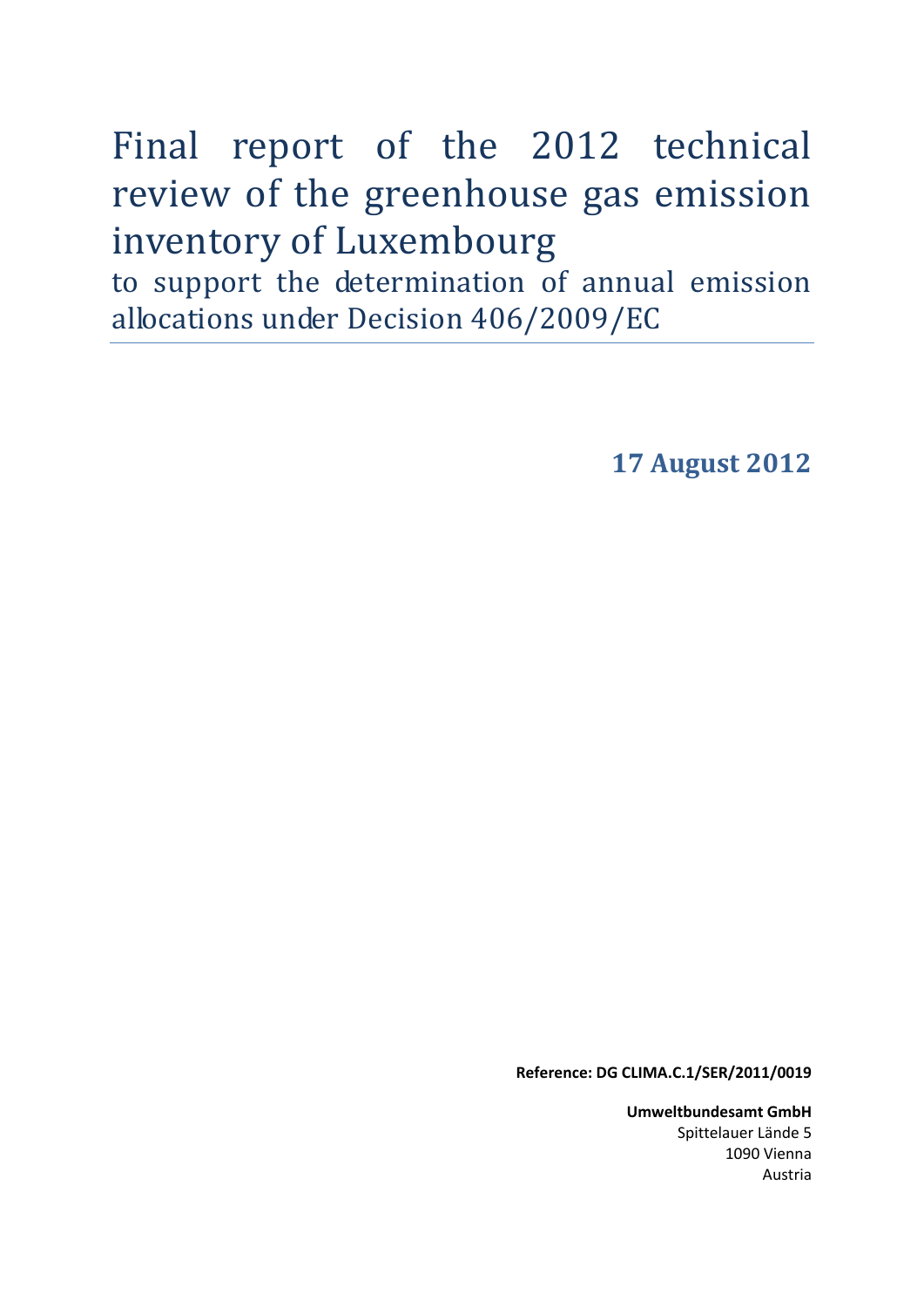# Final report of the 2012 technical review of the greenhouse gas emission inventory of Luxembourg

## to support the determination of annual emission allocations under Decision 406/2009/EC

**17 August 2012**

**Reference: DG CLIMA.C.1/SER/2011/0019**

**Umweltbundesamt GmbH**
Spittelauer Lände 5
1090 Vienna
Austria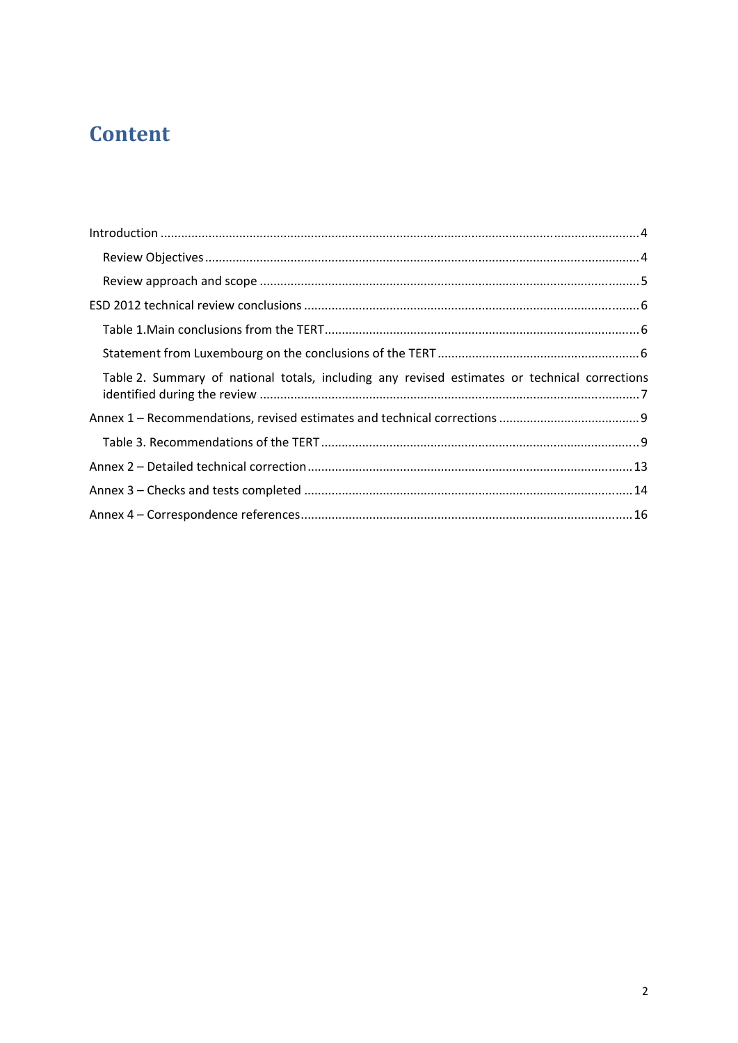# Content

Introduction ........................................................................................................................................ 4

  Review Objectives ............................................................................................................................ 4

  Review approach and scope ............................................................................................................ 5

ESD 2012 technical review conclusions ................................................................................................ 6

  Table 1.Main conclusions from the TERT ......................................................................................... 6

  Statement from Luxembourg on the conclusions of the TERT .......................................................... 6

  Table 2. Summary of national totals, including any revised estimates or technical corrections identified during the review ............................................................................................................. 7

Annex 1 – Recommendations, revised estimates and technical corrections ........................................ 9

  Table 3. Recommendations of the TERT ........................................................................................... 9

Annex 2 – Detailed technical correction ............................................................................................ 13

Annex 3 – Checks and tests completed .............................................................................................. 14

Annex 4 – Correspondence references ............................................................................................... 16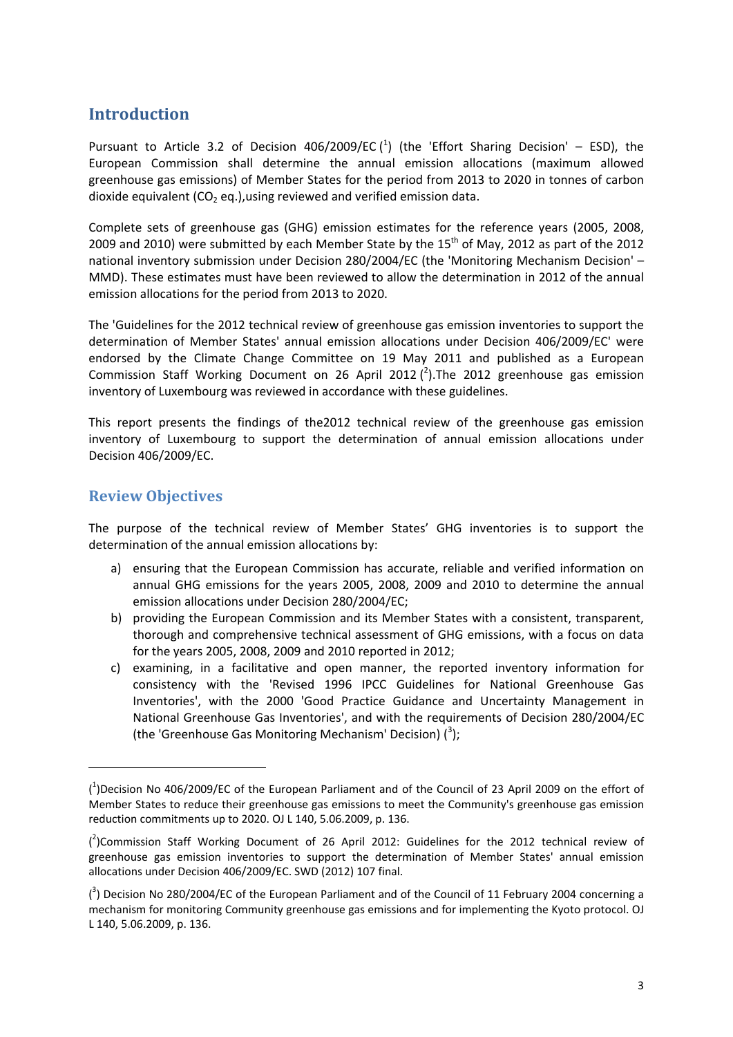## Introduction

Pursuant to Article 3.2 of Decision 406/2009/EC ([1]) (the 'Effort Sharing Decision' – ESD), the European Commission shall determine the annual emission allocations (maximum allowed greenhouse gas emissions) of Member States for the period from 2013 to 2020 in tonnes of carbon dioxide equivalent ($CO_2$ eq.),using reviewed and verified emission data.

Complete sets of greenhouse gas (GHG) emission estimates for the reference years (2005, 2008, 2009 and 2010) were submitted by each Member State by the 15th of May, 2012 as part of the 2012 national inventory submission under Decision 280/2004/EC (the 'Monitoring Mechanism Decision' – MMD). These estimates must have been reviewed to allow the determination in 2012 of the annual emission allocations for the period from 2013 to 2020.

The 'Guidelines for the 2012 technical review of greenhouse gas emission inventories to support the determination of Member States' annual emission allocations under Decision 406/2009/EC' were endorsed by the Climate Change Committee on 19 May 2011 and published as a European Commission Staff Working Document on 26 April 2012 ([2]).The 2012 greenhouse gas emission inventory of Luxembourg was reviewed in accordance with these guidelines.

This report presents the findings of the2012 technical review of the greenhouse gas emission inventory of Luxembourg to support the determination of annual emission allocations under Decision 406/2009/EC.

## Review Objectives

The purpose of the technical review of Member States' GHG inventories is to support the determination of the annual emission allocations by:

a) ensuring that the European Commission has accurate, reliable and verified information on annual GHG emissions for the years 2005, 2008, 2009 and 2010 to determine the annual emission allocations under Decision 280/2004/EC;
b) providing the European Commission and its Member States with a consistent, transparent, thorough and comprehensive technical assessment of GHG emissions, with a focus on data for the years 2005, 2008, 2009 and 2010 reported in 2012;
c) examining, in a facilitative and open manner, the reported inventory information for consistency with the 'Revised 1996 IPCC Guidelines for National Greenhouse Gas Inventories', with the 2000 'Good Practice Guidance and Uncertainty Management in National Greenhouse Gas Inventories', and with the requirements of Decision 280/2004/EC (the 'Greenhouse Gas Monitoring Mechanism' Decision) ([3]);

---

([1])Decision No 406/2009/EC of the European Parliament and of the Council of 23 April 2009 on the effort of Member States to reduce their greenhouse gas emissions to meet the Community's greenhouse gas emission reduction commitments up to 2020. OJ L 140, 5.06.2009, p. 136.

([2])Commission Staff Working Document of 26 April 2012: Guidelines for the 2012 technical review of greenhouse gas emission inventories to support the determination of Member States' annual emission allocations under Decision 406/2009/EC. SWD (2012) 107 final.

([3]) Decision No 280/2004/EC of the European Parliament and of the Council of 11 February 2004 concerning a mechanism for monitoring Community greenhouse gas emissions and for implementing the Kyoto protocol. OJ L 140, 5.06.2009, p. 136.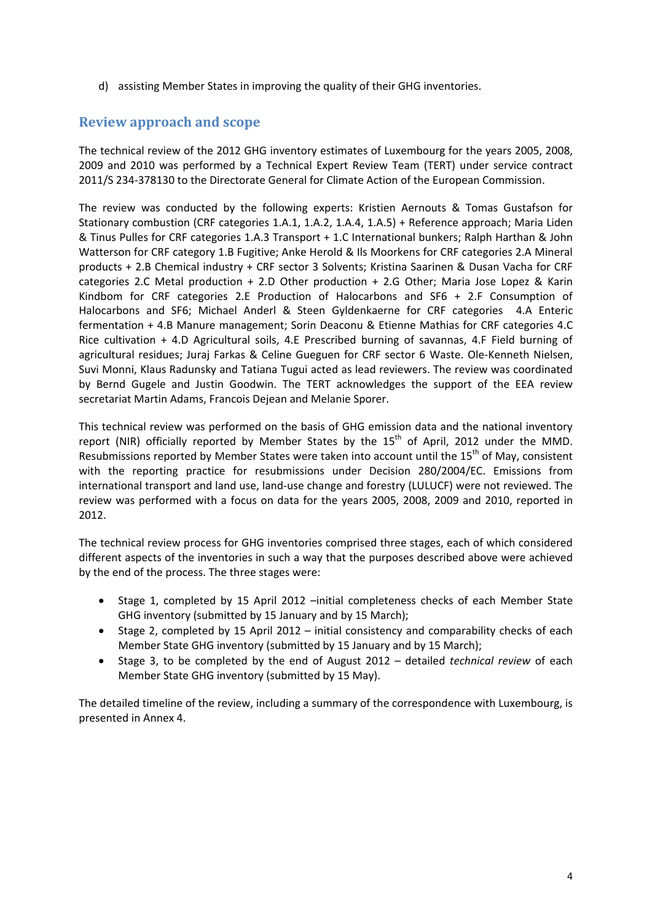d) assisting Member States in improving the quality of their GHG inventories.

## Review approach and scope

The technical review of the 2012 GHG inventory estimates of Luxembourg for the years 2005, 2008, 2009 and 2010 was performed by a Technical Expert Review Team (TERT) under service contract 2011/S 234-378130 to the Directorate General for Climate Action of the European Commission.

The review was conducted by the following experts: Kristien Aernouts & Tomas Gustafson for Stationary combustion (CRF categories 1.A.1, 1.A.2, 1.A.4, 1.A.5) + Reference approach; Maria Liden & Tinus Pulles for CRF categories 1.A.3 Transport + 1.C International bunkers; Ralph Harthan & John Watterson for CRF category 1.B Fugitive; Anke Herold & Ils Moorkens for CRF categories 2.A Mineral products + 2.B Chemical industry + CRF sector 3 Solvents; Kristina Saarinen & Dusan Vacha for CRF categories 2.C Metal production + 2.D Other production + 2.G Other; Maria Jose Lopez & Karin Kindbom for CRF categories 2.E Production of Halocarbons and SF6 + 2.F Consumption of Halocarbons and SF6; Michael Anderl & Steen Gyldenkaerne for CRF categories 4.A Enteric fermentation + 4.B Manure management; Sorin Deaconu & Etienne Mathias for CRF categories 4.C Rice cultivation + 4.D Agricultural soils, 4.E Prescribed burning of savannas, 4.F Field burning of agricultural residues; Juraj Farkas & Celine Gueguen for CRF sector 6 Waste. Ole-Kenneth Nielsen, Suvi Monni, Klaus Radunsky and Tatiana Tugui acted as lead reviewers. The review was coordinated by Bernd Gugele and Justin Goodwin. The TERT acknowledges the support of the EEA review secretariat Martin Adams, Francois Dejean and Melanie Sporer.

This technical review was performed on the basis of GHG emission data and the national inventory report (NIR) officially reported by Member States by the 15th of April, 2012 under the MMD. Resubmissions reported by Member States were taken into account until the 15th of May, consistent with the reporting practice for resubmissions under Decision 280/2004/EC. Emissions from international transport and land use, land-use change and forestry (LULUCF) were not reviewed. The review was performed with a focus on data for the years 2005, 2008, 2009 and 2010, reported in 2012.

The technical review process for GHG inventories comprised three stages, each of which considered different aspects of the inventories in such a way that the purposes described above were achieved by the end of the process. The three stages were:

- Stage 1, completed by 15 April 2012 –initial completeness checks of each Member State GHG inventory (submitted by 15 January and by 15 March);
- Stage 2, completed by 15 April 2012 – initial consistency and comparability checks of each Member State GHG inventory (submitted by 15 January and by 15 March);
- Stage 3, to be completed by the end of August 2012 – detailed *technical review* of each Member State GHG inventory (submitted by 15 May).

The detailed timeline of the review, including a summary of the correspondence with Luxembourg, is presented in Annex 4.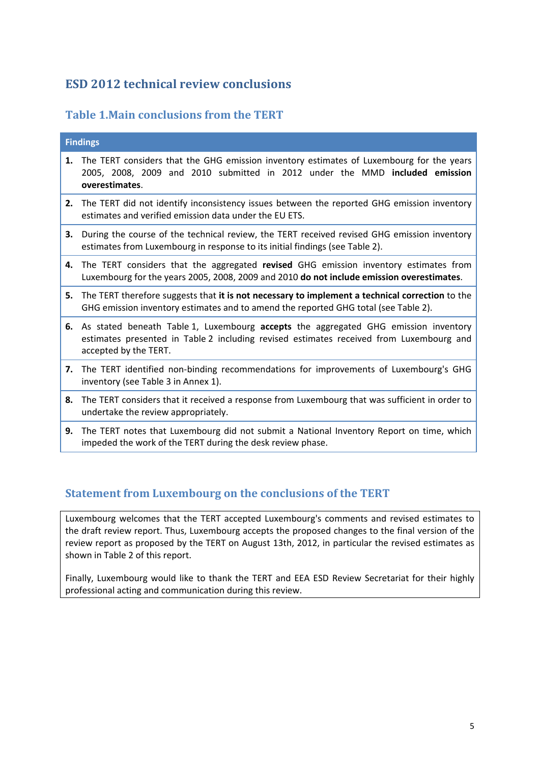## ESD 2012 technical review conclusions

### Table 1.Main conclusions from the TERT

| Findings |
|---|
| **1.** The TERT considers that the GHG emission inventory estimates of Luxembourg for the years 2005, 2008, 2009 and 2010 submitted in 2012 under the MMD **included emission overestimates**. |
| **2.** The TERT did not identify inconsistency issues between the reported GHG emission inventory estimates and verified emission data under the EU ETS. |
| **3.** During the course of the technical review, the TERT received revised GHG emission inventory estimates from Luxembourg in response to its initial findings (see Table 2). |
| **4.** The TERT considers that the aggregated **revised** GHG emission inventory estimates from Luxembourg for the years 2005, 2008, 2009 and 2010 **do not include emission overestimates**. |
| **5.** The TERT therefore suggests that **it is not necessary to implement a technical correction** to the GHG emission inventory estimates and to amend the reported GHG total (see Table 2). |
| **6.** As stated beneath Table 1, Luxembourg **accepts** the aggregated GHG emission inventory estimates presented in Table 2 including revised estimates received from Luxembourg and accepted by the TERT. |
| **7.** The TERT identified non-binding recommendations for improvements of Luxembourg's GHG inventory (see Table 3 in Annex 1). |
| **8.** The TERT considers that it received a response from Luxembourg that was sufficient in order to undertake the review appropriately. |
| **9.** The TERT notes that Luxembourg did not submit a National Inventory Report on time, which impeded the work of the TERT during the desk review phase. |

### Statement from Luxembourg on the conclusions of the TERT

Luxembourg welcomes that the TERT accepted Luxembourg's comments and revised estimates to the draft review report. Thus, Luxembourg accepts the proposed changes to the final version of the review report as proposed by the TERT on August 13th, 2012, in particular the revised estimates as shown in Table 2 of this report.

Finally, Luxembourg would like to thank the TERT and EEA ESD Review Secretariat for their highly professional acting and communication during this review.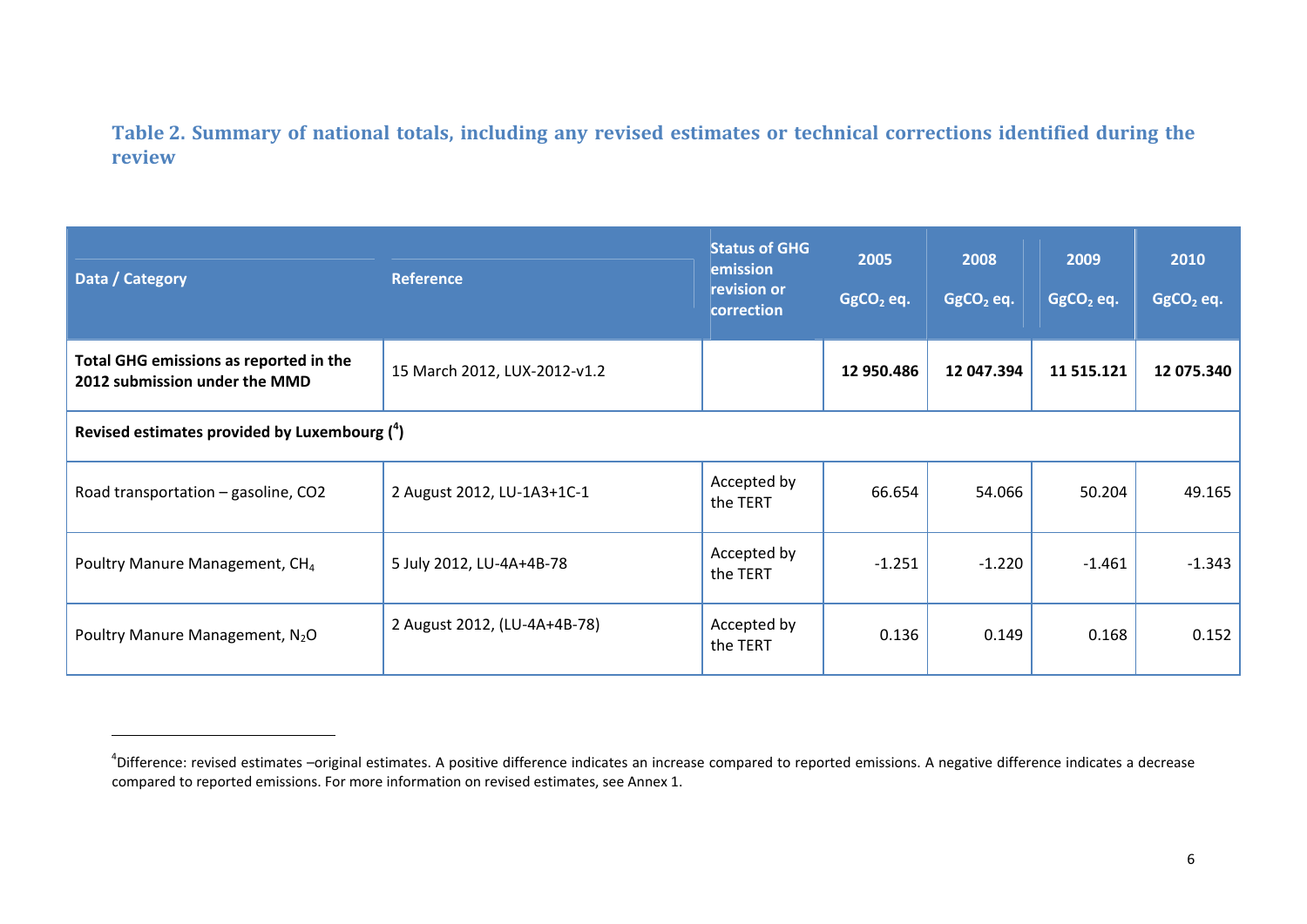### Table 2. Summary of national totals, including any revised estimates or technical corrections identified during the review

| Data / Category | Reference | Status of GHG emission revision or correction | 2005 $GgCO_2$ eq. | 2008 $GgCO_2$ eq. | 2009 $GgCO_2$ eq. | 2010 $GgCO_2$ eq. |
|---|---|---|---|---|---|---|
| **Total GHG emissions as reported in the 2012 submission under the MMD** | 15 March 2012, LUX-2012-v1.2 | | **12 950.486** | **12 047.394** | **11 515.121** | **12 075.340** |
| **Revised estimates provided by Luxembourg ([4])** | | | | | | |
| Road transportation – gasoline, CO2 | 2 August 2012, LU-1A3+1C-1 | Accepted by the TERT | 66.654 | 54.066 | 50.204 | 49.165 |
| Poultry Manure Management, $CH_4$ | 5 July 2012, LU-4A+4B-78 | Accepted by the TERT | -1.251 | -1.220 | -1.461 | -1.343 |
| Poultry Manure Management, $N_2O$ | 2 August 2012, (LU-4A+4B-78) | Accepted by the TERT | 0.136 | 0.149 | 0.168 | 0.152 |

[4]Difference: revised estimates –original estimates. A positive difference indicates an increase compared to reported emissions. A negative difference indicates a decrease compared to reported emissions. For more information on revised estimates, see Annex 1.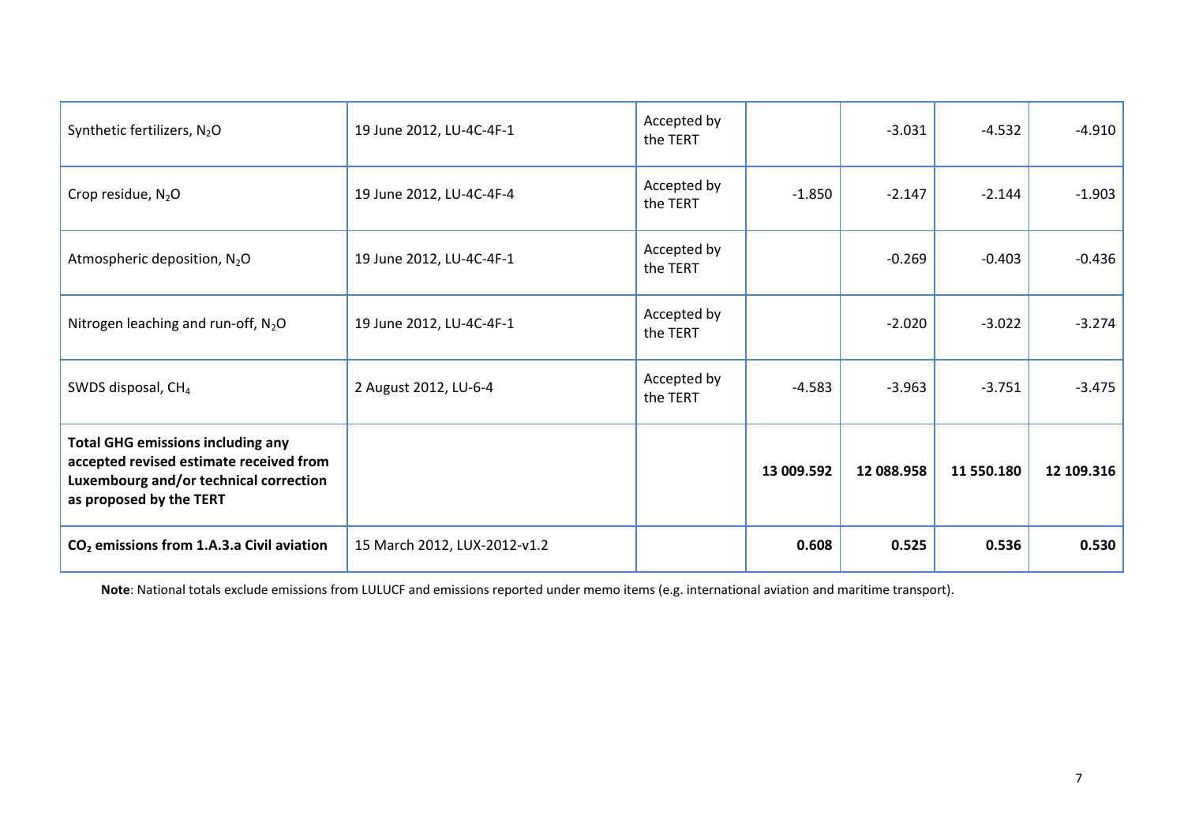| | | | | | | |
|---|---|---|---|---|---|---|
| Synthetic fertilizers, $N_2O$ | 19 June 2012, LU-4C-4F-1 | Accepted by the TERT | | -3.031 | -4.532 | -4.910 |
| Crop residue, $N_2O$ | 19 June 2012, LU-4C-4F-4 | Accepted by the TERT | -1.850 | -2.147 | -2.144 | -1.903 |
| Atmospheric deposition, $N_2O$ | 19 June 2012, LU-4C-4F-1 | Accepted by the TERT | | -0.269 | -0.403 | -0.436 |
| Nitrogen leaching and run-off, $N_2O$ | 19 June 2012, LU-4C-4F-1 | Accepted by the TERT | | -2.020 | -3.022 | -3.274 |
| SWDS disposal, $CH_4$ | 2 August 2012, LU-6-4 | Accepted by the TERT | -4.583 | -3.963 | -3.751 | -3.475 |
| **Total GHG emissions including any accepted revised estimate received from Luxembourg and/or technical correction as proposed by the TERT** | | | **13 009.592** | **12 088.958** | **11 550.180** | **12 109.316** |
| **$CO_2$ emissions from 1.A.3.a Civil aviation** | 15 March 2012, LUX-2012-v1.2 | | **0.608** | **0.525** | **0.536** | **0.530** |

**Note**: National totals exclude emissions from LULUCF and emissions reported under memo items (e.g. international aviation and maritime transport).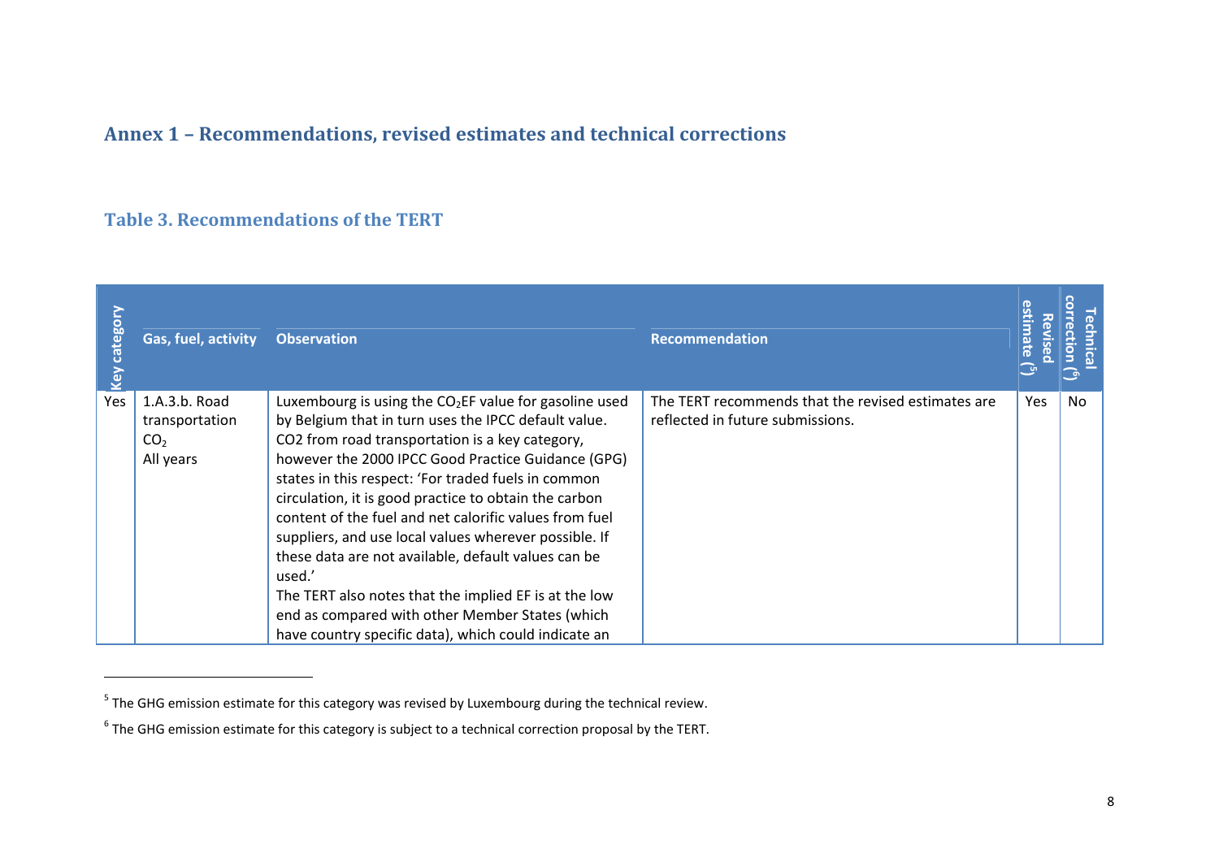## Annex 1 – Recommendations, revised estimates and technical corrections

### Table 3. Recommendations of the TERT

| Key category | Gas, fuel, activity | Observation | Recommendation | Revised estimate [5] | Technical correction [6] |
|---|---|---|---|---|---|
| Yes | 1.A.3.b. Road transportation $CO_2$ All years | Luxembourg is using the $CO_2$EF value for gasoline used by Belgium that in turn uses the IPCC default value. CO2 from road transportation is a key category, however the 2000 IPCC Good Practice Guidance (GPG) states in this respect: 'For traded fuels in common circulation, it is good practice to obtain the carbon content of the fuel and net calorific values from fuel suppliers, and use local values wherever possible. If these data are not available, default values can be used.' The TERT also notes that the implied EF is at the low end as compared with other Member States (which have country specific data), which could indicate an | The TERT recommends that the revised estimates are reflected in future submissions. | Yes | No |

[5] The GHG emission estimate for this category was revised by Luxembourg during the technical review.

[6] The GHG emission estimate for this category is subject to a technical correction proposal by the TERT.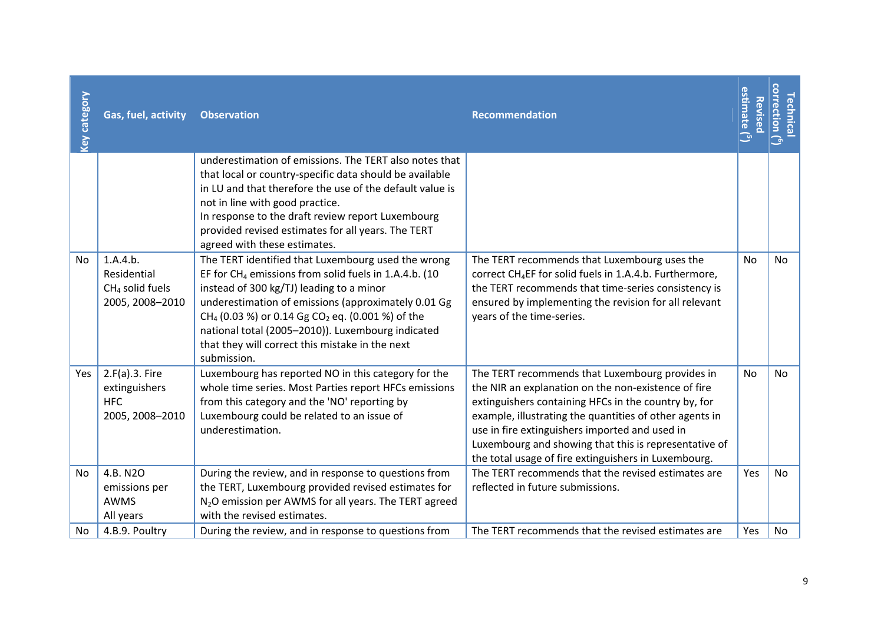| Key category | Gas, fuel, activity | Observation | Recommendation | Revised estimate (5) | Technical correction (6) |
|---|---|---|---|---|---|
| | | underestimation of emissions. The TERT also notes that that local or country-specific data should be available in LU and that therefore the use of the default value is not in line with good practice.<br>In response to the draft review report Luxembourg provided revised estimates for all years. The TERT agreed with these estimates. | | | |
| No | 1.A.4.b. Residential $CH_4$ solid fuels 2005, 2008–2010 | The TERT identified that Luxembourg used the wrong EF for $CH_4$ emissions from solid fuels in 1.A.4.b. (10 instead of 300 kg/TJ) leading to a minor underestimation of emissions (approximately 0.01 Gg $CH_4$ (0.03 %) or 0.14 Gg $CO_2$ eq. (0.001 %) of the national total (2005–2010)). Luxembourg indicated that they will correct this mistake in the next submission. | The TERT recommends that Luxembourg uses the correct $CH_4$EF for solid fuels in 1.A.4.b. Furthermore, the TERT recommends that time-series consistency is ensured by implementing the revision for all relevant years of the time-series. | No | No |
| Yes | 2.F(a).3. Fire extinguishers HFC 2005, 2008–2010 | Luxembourg has reported NO in this category for the whole time series. Most Parties report HFCs emissions from this category and the 'NO' reporting by Luxembourg could be related to an issue of underestimation. | The TERT recommends that Luxembourg provides in the NIR an explanation on the non-existence of fire extinguishers containing HFCs in the country by, for example, illustrating the quantities of other agents in use in fire extinguishers imported and used in Luxembourg and showing that this is representative of the total usage of fire extinguishers in Luxembourg. | No | No |
| No | 4.B. N2O emissions per AWMS All years | During the review, and in response to questions from the TERT, Luxembourg provided revised estimates for $N_2O$ emission per AWMS for all years. The TERT agreed with the revised estimates. | The TERT recommends that the revised estimates are reflected in future submissions. | Yes | No |
| No | 4.B.9. Poultry | During the review, and in response to questions from | The TERT recommends that the revised estimates are | Yes | No |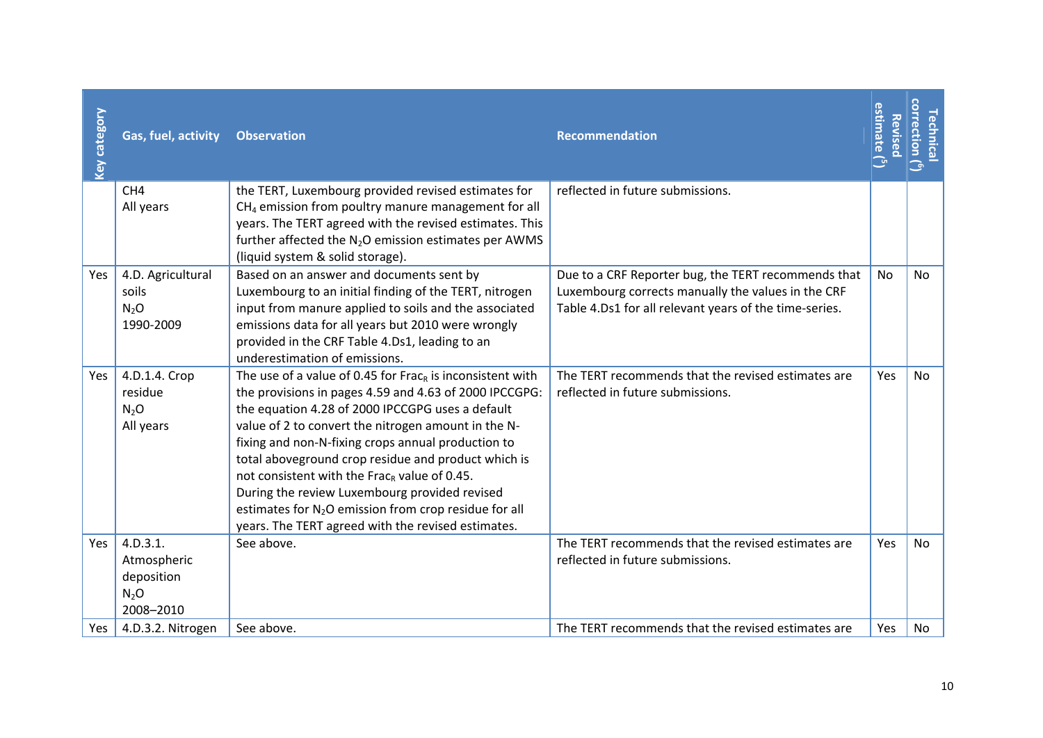| Key category | Gas, fuel, activity | Observation | Recommendation | Revised estimate ([5]) | Technical correction ([6]) |
|---|---|---|---|---|---|
| | CH4 All years | the TERT, Luxembourg provided revised estimates for $CH_4$ emission from poultry manure management for all years. The TERT agreed with the revised estimates. This further affected the $N_2O$ emission estimates per AWMS (liquid system & solid storage). | reflected in future submissions. | | |
| Yes | 4.D. Agricultural soils $N_2O$ 1990-2009 | Based on an answer and documents sent by Luxembourg to an initial finding of the TERT, nitrogen input from manure applied to soils and the associated emissions data for all years but 2010 were wrongly provided in the CRF Table 4.Ds1, leading to an underestimation of emissions. | Due to a CRF Reporter bug, the TERT recommends that Luxembourg corrects manually the values in the CRF Table 4.Ds1 for all relevant years of the time-series. | No | No |
| Yes | 4.D.1.4. Crop residue $N_2O$ All years | The use of a value of 0.45 for $Frac_R$ is inconsistent with the provisions in pages 4.59 and 4.63 of 2000 IPCCGPG: the equation 4.28 of 2000 IPCCGPG uses a default value of 2 to convert the nitrogen amount in the N-fixing and non-N-fixing crops annual production to total aboveground crop residue and product which is not consistent with the $Frac_R$ value of 0.45. During the review Luxembourg provided revised estimates for $N_2O$ emission from crop residue for all years. The TERT agreed with the revised estimates. | The TERT recommends that the revised estimates are reflected in future submissions. | Yes | No |
| Yes | 4.D.3.1. Atmospheric deposition $N_2O$ 2008–2010 | See above. | The TERT recommends that the revised estimates are reflected in future submissions. | Yes | No |
| Yes | 4.D.3.2. Nitrogen | See above. | The TERT recommends that the revised estimates are | Yes | No |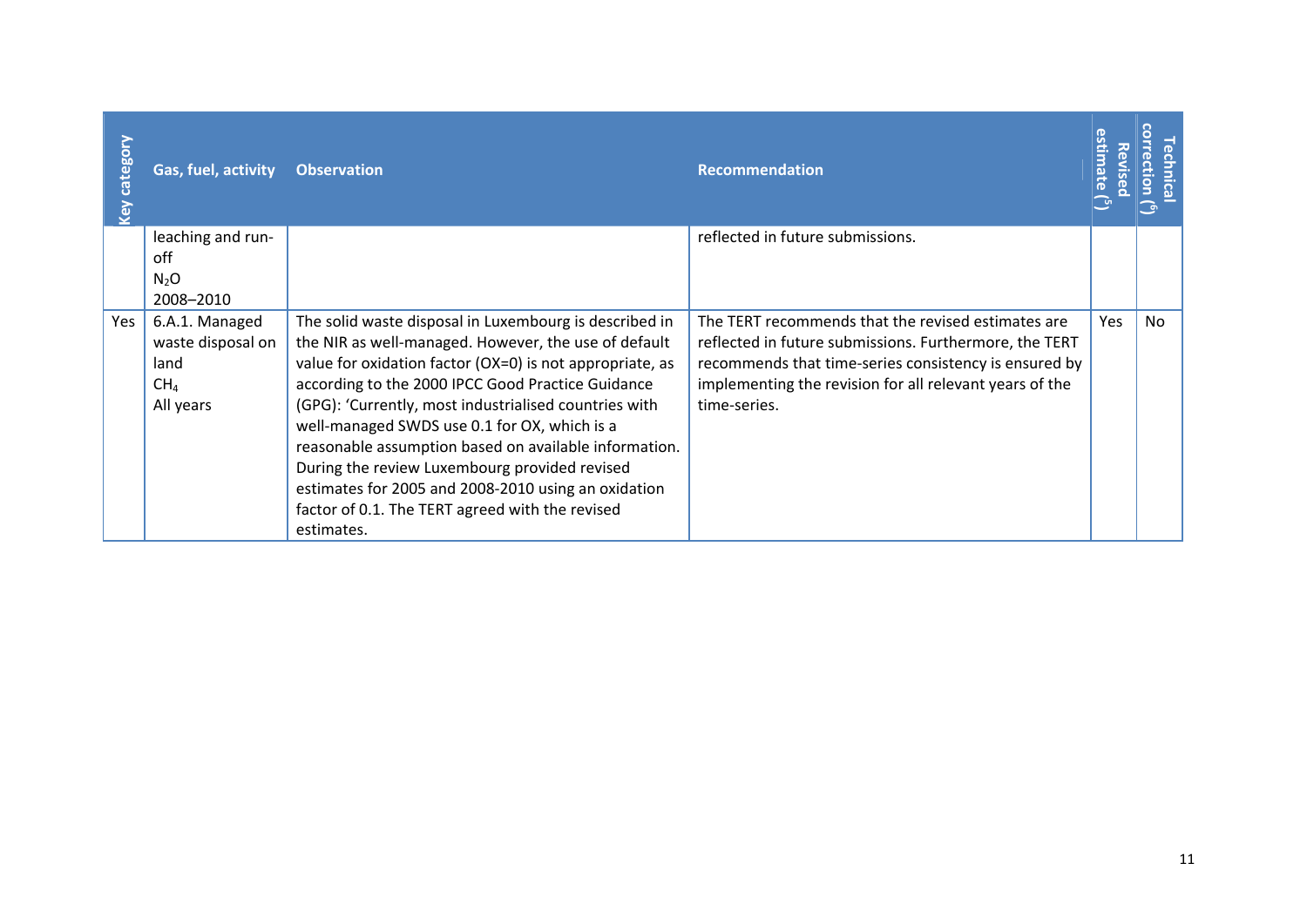| Key category | Gas, fuel, activity | Observation | Recommendation | Revised estimate (5) | Technical correction (6) |
|---|---|---|---|---|---|
| | leaching and run-off $N_2O$ 2008–2010 | | reflected in future submissions. | | |
| Yes | 6.A.1. Managed waste disposal on land $CH_4$ All years | The solid waste disposal in Luxembourg is described in the NIR as well-managed. However, the use of default value for oxidation factor (OX=0) is not appropriate, as according to the 2000 IPCC Good Practice Guidance (GPG): 'Currently, most industrialised countries with well-managed SWDS use 0.1 for OX, which is a reasonable assumption based on available information. During the review Luxembourg provided revised estimates for 2005 and 2008-2010 using an oxidation factor of 0.1. The TERT agreed with the revised estimates. | The TERT recommends that the revised estimates are reflected in future submissions. Furthermore, the TERT recommends that time-series consistency is ensured by implementing the revision for all relevant years of the time-series. | Yes | No |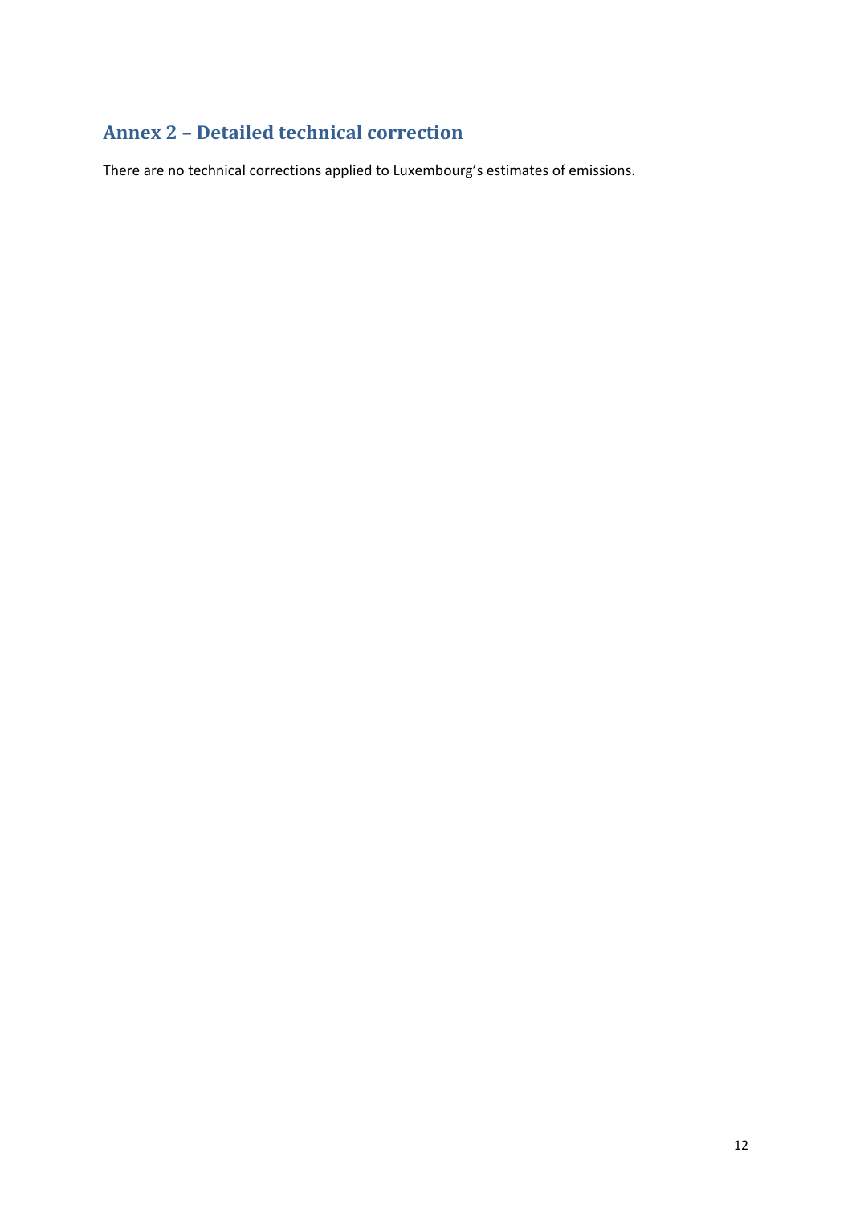## Annex 2 – Detailed technical correction

There are no technical corrections applied to Luxembourg's estimates of emissions.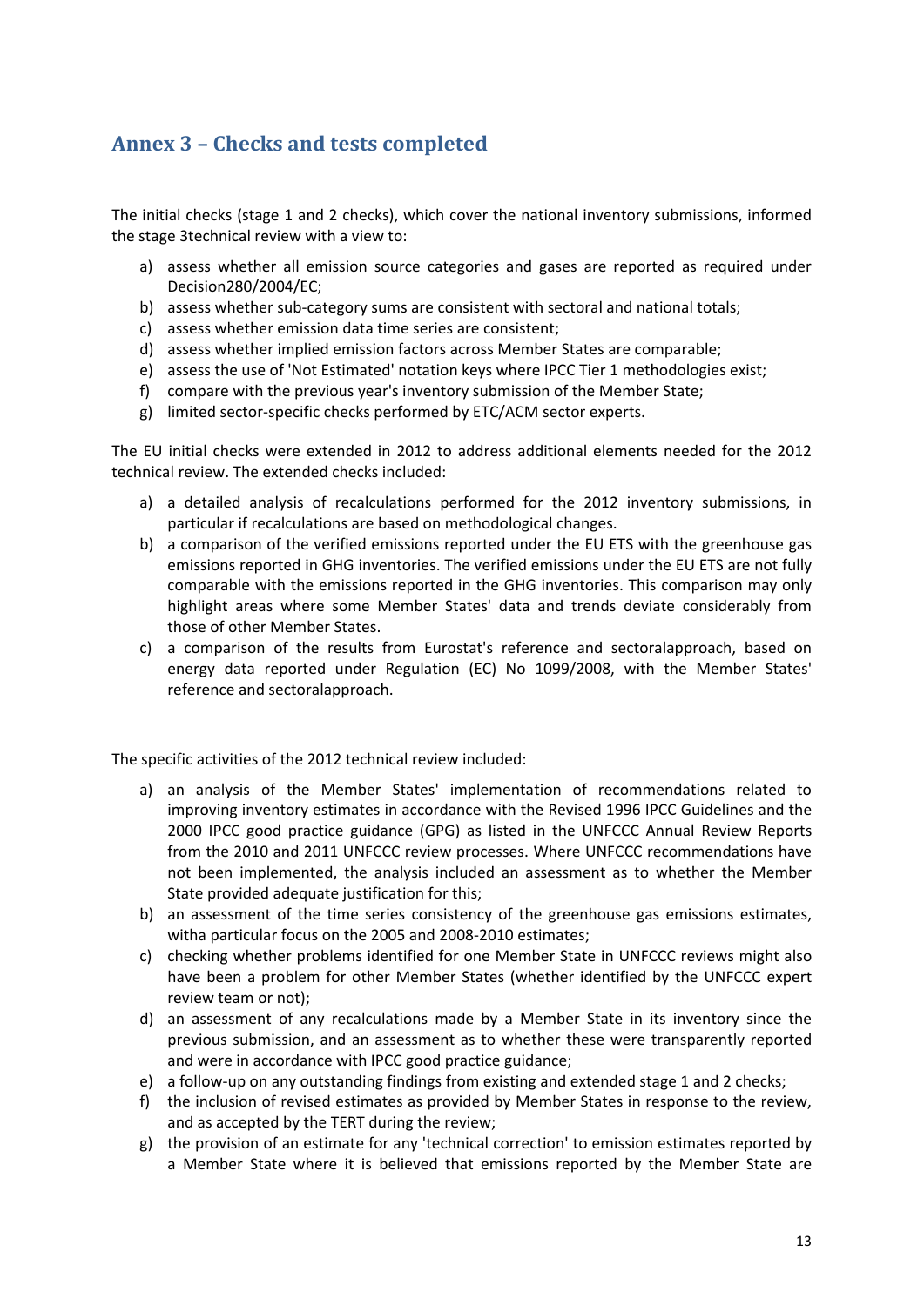## Annex 3 – Checks and tests completed

The initial checks (stage 1 and 2 checks), which cover the national inventory submissions, informed the stage 3technical review with a view to:

a) assess whether all emission source categories and gases are reported as required under Decision280/2004/EC;
b) assess whether sub-category sums are consistent with sectoral and national totals;
c) assess whether emission data time series are consistent;
d) assess whether implied emission factors across Member States are comparable;
e) assess the use of 'Not Estimated' notation keys where IPCC Tier 1 methodologies exist;
f) compare with the previous year's inventory submission of the Member State;
g) limited sector-specific checks performed by ETC/ACM sector experts.

The EU initial checks were extended in 2012 to address additional elements needed for the 2012 technical review. The extended checks included:

a) a detailed analysis of recalculations performed for the 2012 inventory submissions, in particular if recalculations are based on methodological changes.
b) a comparison of the verified emissions reported under the EU ETS with the greenhouse gas emissions reported in GHG inventories. The verified emissions under the EU ETS are not fully comparable with the emissions reported in the GHG inventories. This comparison may only highlight areas where some Member States' data and trends deviate considerably from those of other Member States.
c) a comparison of the results from Eurostat's reference and sectoralapproach, based on energy data reported under Regulation (EC) No 1099/2008, with the Member States' reference and sectoralapproach.

The specific activities of the 2012 technical review included:

a) an analysis of the Member States' implementation of recommendations related to improving inventory estimates in accordance with the Revised 1996 IPCC Guidelines and the 2000 IPCC good practice guidance (GPG) as listed in the UNFCCC Annual Review Reports from the 2010 and 2011 UNFCCC review processes. Where UNFCCC recommendations have not been implemented, the analysis included an assessment as to whether the Member State provided adequate justification for this;
b) an assessment of the time series consistency of the greenhouse gas emissions estimates, witha particular focus on the 2005 and 2008-2010 estimates;
c) checking whether problems identified for one Member State in UNFCCC reviews might also have been a problem for other Member States (whether identified by the UNFCCC expert review team or not);
d) an assessment of any recalculations made by a Member State in its inventory since the previous submission, and an assessment as to whether these were transparently reported and were in accordance with IPCC good practice guidance;
e) a follow-up on any outstanding findings from existing and extended stage 1 and 2 checks;
f) the inclusion of revised estimates as provided by Member States in response to the review, and as accepted by the TERT during the review;
g) the provision of an estimate for any 'technical correction' to emission estimates reported by a Member State where it is believed that emissions reported by the Member State are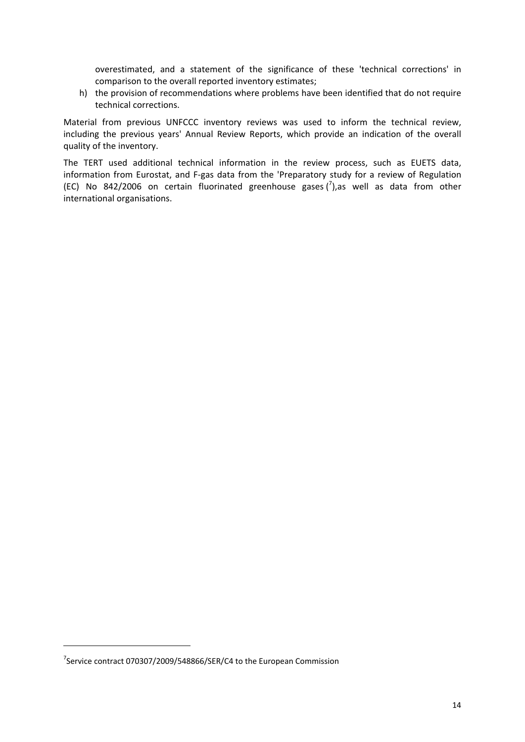overestimated, and a statement of the significance of these 'technical corrections' in comparison to the overall reported inventory estimates;

h) the provision of recommendations where problems have been identified that do not require technical corrections.

Material from previous UNFCCC inventory reviews was used to inform the technical review, including the previous years' Annual Review Reports, which provide an indication of the overall quality of the inventory.

The TERT used additional technical information in the review process, such as EUETS data, information from Eurostat, and F-gas data from the 'Preparatory study for a review of Regulation (EC) No 842/2006 on certain fluorinated greenhouse gases ([7]),as well as data from other international organisations.

---

[7]Service contract 070307/2009/548866/SER/C4 to the European Commission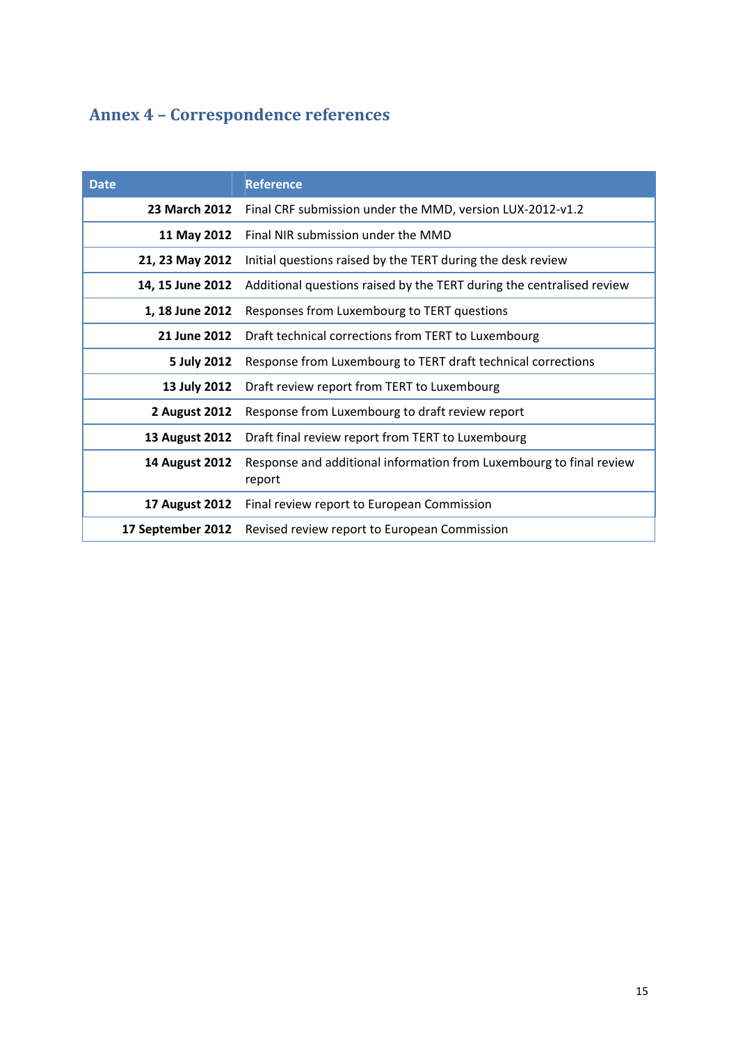## Annex 4 – Correspondence references

| Date | Reference |
|---|---|
| **23 March 2012** | Final CRF submission under the MMD, version LUX-2012-v1.2 |
| **11 May 2012** | Final NIR submission under the MMD |
| **21, 23 May 2012** | Initial questions raised by the TERT during the desk review |
| **14, 15 June 2012** | Additional questions raised by the TERT during the centralised review |
| **1, 18 June 2012** | Responses from Luxembourg to TERT questions |
| **21 June 2012** | Draft technical corrections from TERT to Luxembourg |
| **5 July 2012** | Response from Luxembourg to TERT draft technical corrections |
| **13 July 2012** | Draft review report from TERT to Luxembourg |
| **2 August 2012** | Response from Luxembourg to draft review report |
| **13 August 2012** | Draft final review report from TERT to Luxembourg |
| **14 August 2012** | Response and additional information from Luxembourg to final review report |
| **17 August 2012** | Final review report to European Commission |
| **17 September 2012** | Revised review report to European Commission |